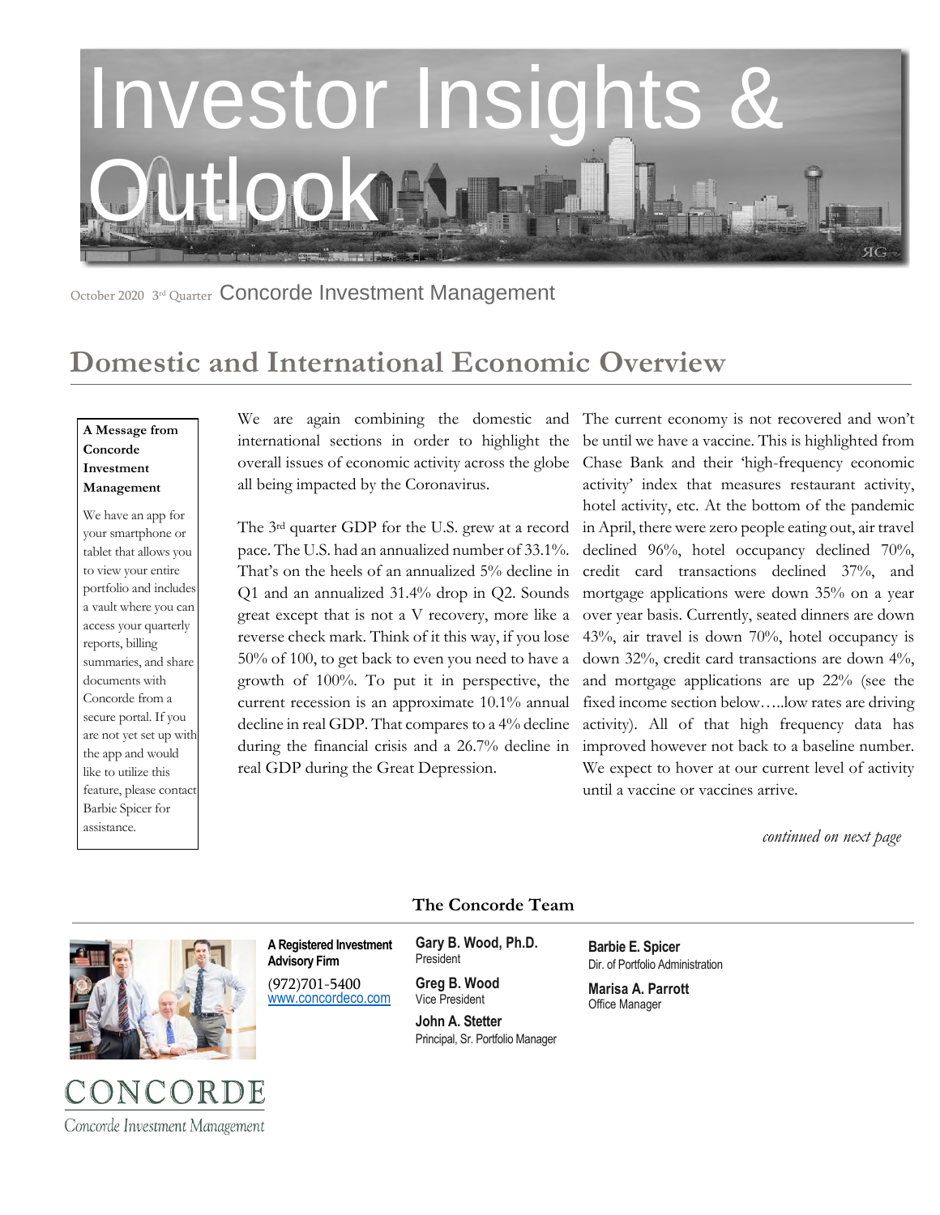# Investor Insights & Outlook

October 2020 3rd Quarter Concorde Investment Management

## Domestic and International Economic Overview

**A Message from Concorde Investment Management**

We have an app for your smartphone or tablet that allows you to view your entire portfolio and includes a vault where you can access your quarterly reports, billing summaries, and share documents with Concorde from a secure portal. If you are not yet set up with the app and would like to utilize this feature, please contact Barbie Spicer for assistance.

We are again combining the domestic and international sections in order to highlight the overall issues of economic activity across the globe all being impacted by the Coronavirus.

The 3rd quarter GDP for the U.S. grew at a record pace. The U.S. had an annualized number of 33.1%. That's on the heels of an annualized 5% decline in Q1 and an annualized 31.4% drop in Q2. Sounds great except that is not a V recovery, more like a reverse check mark. Think of it this way, if you lose 50% of 100, to get back to even you need to have a growth of 100%. To put it in perspective, the current recession is an approximate 10.1% annual decline in real GDP. That compares to a 4% decline during the financial crisis and a 26.7% decline in real GDP during the Great Depression.

The current economy is not recovered and won't be until we have a vaccine. This is highlighted from Chase Bank and their 'high-frequency economic activity' index that measures restaurant activity, hotel activity, etc. At the bottom of the pandemic in April, there were zero people eating out, air travel declined 96%, hotel occupancy declined 70%, credit card transactions declined 37%, and mortgage applications were down 35% on a year over year basis. Currently, seated dinners are down 43%, air travel is down 70%, hotel occupancy is down 32%, credit card transactions are down 4%, and mortgage applications are up 22% (see the fixed income section below…..low rates are driving activity). All of that high frequency data has improved however not back to a baseline number. We expect to hover at our current level of activity until a vaccine or vaccines arrive.

*continued on next page*

### The Concorde Team

**A Registered Investment Advisory Firm**
(972)701-5400
www.concordeco.com

**Gary B. Wood, Ph.D.**
President

**Greg B. Wood**
Vice President

**John A. Stetter**
Principal, Sr. Portfolio Manager

**Barbie E. Spicer**
Dir. of Portfolio Administration

**Marisa A. Parrott**
Office Manager

CONCORDE
Concorde Investment Management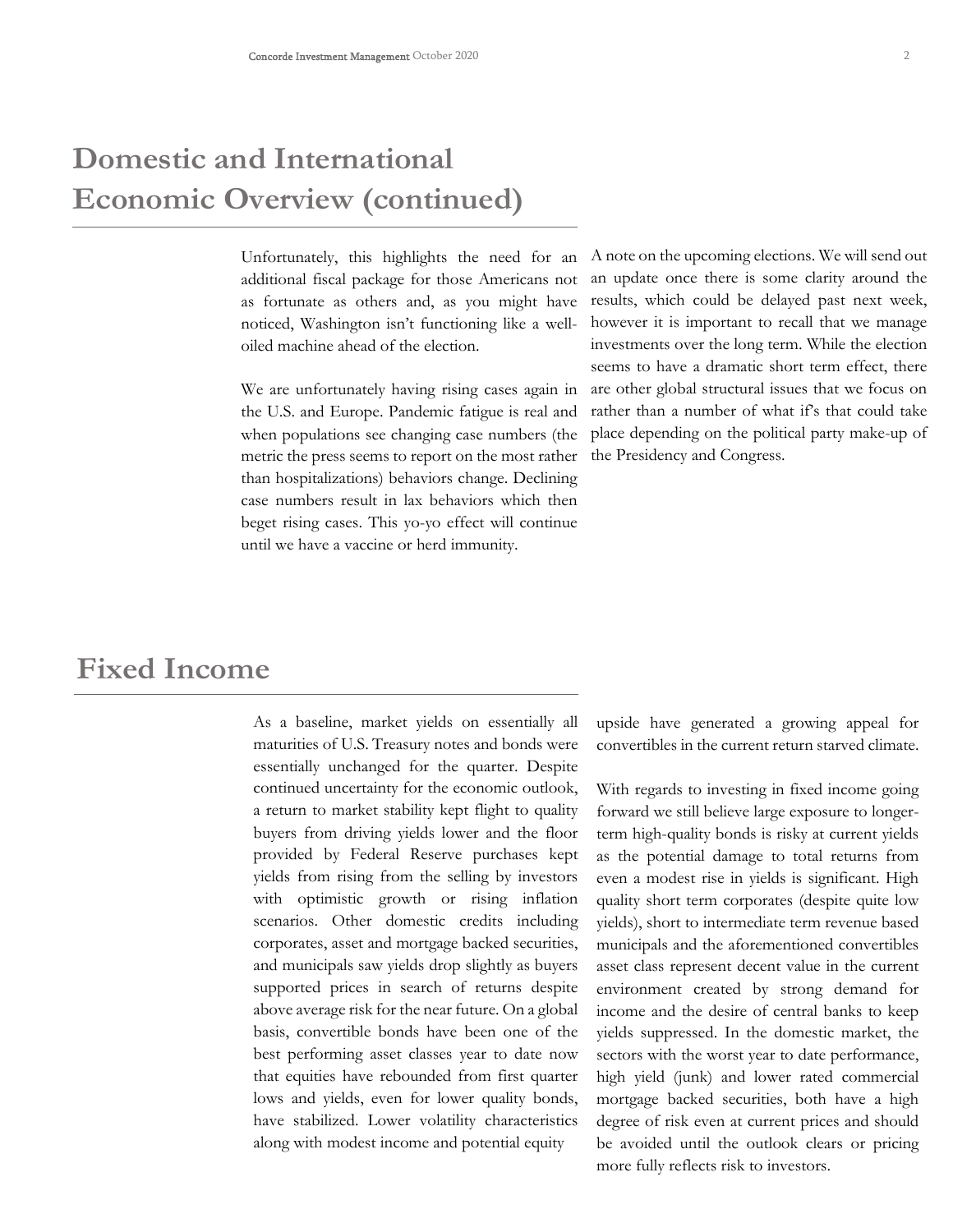# Domestic and International Economic Overview (continued)

Unfortunately, this highlights the need for an additional fiscal package for those Americans not as fortunate as others and, as you might have noticed, Washington isn't functioning like a well-oiled machine ahead of the election.

We are unfortunately having rising cases again in the U.S. and Europe. Pandemic fatigue is real and when populations see changing case numbers (the metric the press seems to report on the most rather than hospitalizations) behaviors change. Declining case numbers result in lax behaviors which then beget rising cases. This yo-yo effect will continue until we have a vaccine or herd immunity.

A note on the upcoming elections. We will send out an update once there is some clarity around the results, which could be delayed past next week, however it is important to recall that we manage investments over the long term. While the election seems to have a dramatic short term effect, there are other global structural issues that we focus on rather than a number of what if's that could take place depending on the political party make-up of the Presidency and Congress.

# Fixed Income

As a baseline, market yields on essentially all maturities of U.S. Treasury notes and bonds were essentially unchanged for the quarter. Despite continued uncertainty for the economic outlook, a return to market stability kept flight to quality buyers from driving yields lower and the floor provided by Federal Reserve purchases kept yields from rising from the selling by investors with optimistic growth or rising inflation scenarios. Other domestic credits including corporates, asset and mortgage backed securities, and municipals saw yields drop slightly as buyers supported prices in search of returns despite above average risk for the near future. On a global basis, convertible bonds have been one of the best performing asset classes year to date now that equities have rebounded from first quarter lows and yields, even for lower quality bonds, have stabilized. Lower volatility characteristics along with modest income and potential equity upside have generated a growing appeal for convertibles in the current return starved climate.

With regards to investing in fixed income going forward we still believe large exposure to longer-term high-quality bonds is risky at current yields as the potential damage to total returns from even a modest rise in yields is significant. High quality short term corporates (despite quite low yields), short to intermediate term revenue based municipals and the aforementioned convertibles asset class represent decent value in the current environment created by strong demand for income and the desire of central banks to keep yields suppressed. In the domestic market, the sectors with the worst year to date performance, high yield (junk) and lower rated commercial mortgage backed securities, both have a high degree of risk even at current prices and should be avoided until the outlook clears or pricing more fully reflects risk to investors.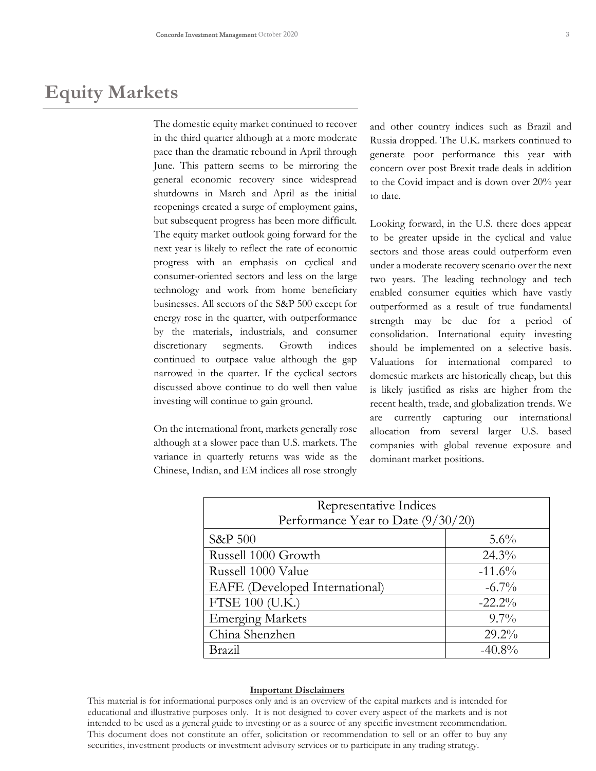# Equity Markets

The domestic equity market continued to recover in the third quarter although at a more moderate pace than the dramatic rebound in April through June. This pattern seems to be mirroring the general economic recovery since widespread shutdowns in March and April as the initial reopenings created a surge of employment gains, but subsequent progress has been more difficult. The equity market outlook going forward for the next year is likely to reflect the rate of economic progress with an emphasis on cyclical and consumer-oriented sectors and less on the large technology and work from home beneficiary businesses. All sectors of the S&P 500 except for energy rose in the quarter, with outperformance by the materials, industrials, and consumer discretionary segments. Growth indices continued to outpace value although the gap narrowed in the quarter. If the cyclical sectors discussed above continue to do well then value investing will continue to gain ground.

On the international front, markets generally rose although at a slower pace than U.S. markets. The variance in quarterly returns was wide as the Chinese, Indian, and EM indices all rose strongly and other country indices such as Brazil and Russia dropped. The U.K. markets continued to generate poor performance this year with concern over post Brexit trade deals in addition to the Covid impact and is down over 20% year to date.

Looking forward, in the U.S. there does appear to be greater upside in the cyclical and value sectors and those areas could outperform even under a moderate recovery scenario over the next two years. The leading technology and tech enabled consumer equities which have vastly outperformed as a result of true fundamental strength may be due for a period of consolidation. International equity investing should be implemented on a selective basis. Valuations for international compared to domestic markets are historically cheap, but this is likely justified as risks are higher from the recent health, trade, and globalization trends. We are currently capturing our international allocation from several larger U.S. based companies with global revenue exposure and dominant market positions.

| Representative Indices Performance Year to Date (9/30/20) | |
|---|---|
| S&P 500 | 5.6% |
| Russell 1000 Growth | 24.3% |
| Russell 1000 Value | -11.6% |
| EAFE (Developed International) | -6.7% |
| FTSE 100 (U.K.) | -22.2% |
| Emerging Markets | 9.7% |
| China Shenzhen | 29.2% |
| Brazil | -40.8% |

**Important Disclaimers**

This material is for informational purposes only and is an overview of the capital markets and is intended for educational and illustrative purposes only. It is not designed to cover every aspect of the markets and is not intended to be used as a general guide to investing or as a source of any specific investment recommendation. This document does not constitute an offer, solicitation or recommendation to sell or an offer to buy any securities, investment products or investment advisory services or to participate in any trading strategy.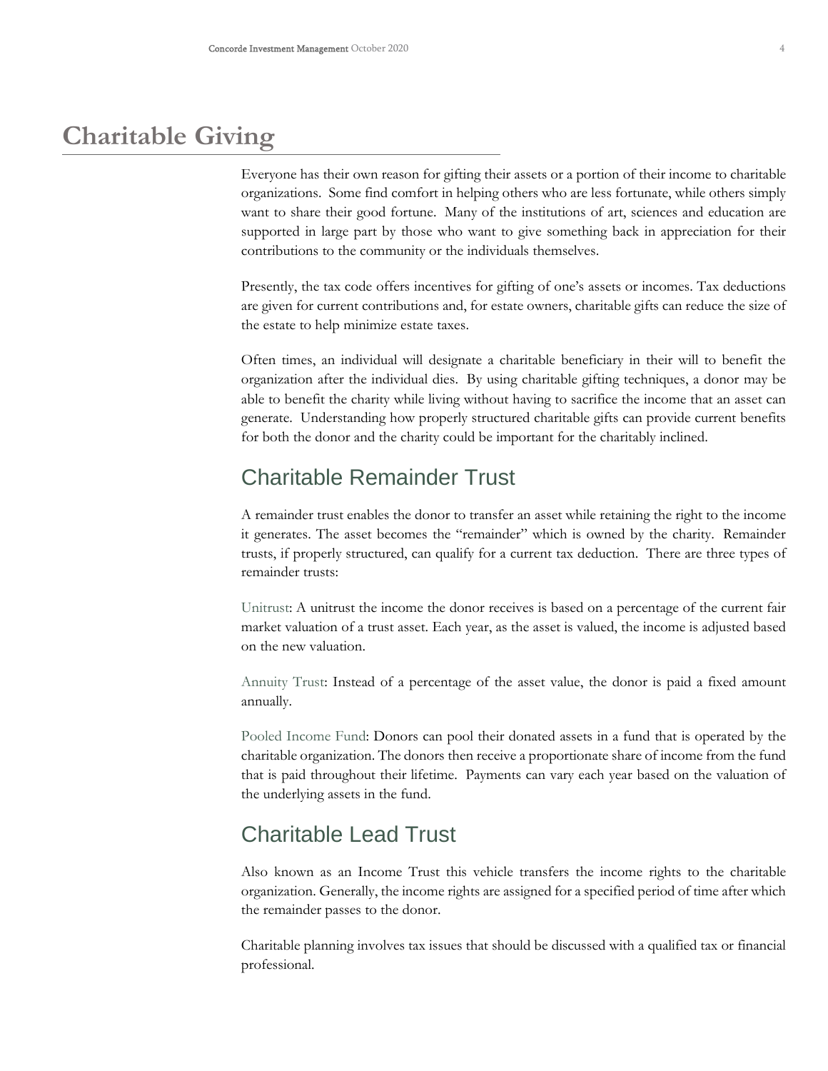# Charitable Giving

Everyone has their own reason for gifting their assets or a portion of their income to charitable organizations. Some find comfort in helping others who are less fortunate, while others simply want to share their good fortune. Many of the institutions of art, sciences and education are supported in large part by those who want to give something back in appreciation for their contributions to the community or the individuals themselves.

Presently, the tax code offers incentives for gifting of one's assets or incomes. Tax deductions are given for current contributions and, for estate owners, charitable gifts can reduce the size of the estate to help minimize estate taxes.

Often times, an individual will designate a charitable beneficiary in their will to benefit the organization after the individual dies. By using charitable gifting techniques, a donor may be able to benefit the charity while living without having to sacrifice the income that an asset can generate. Understanding how properly structured charitable gifts can provide current benefits for both the donor and the charity could be important for the charitably inclined.

## Charitable Remainder Trust

A remainder trust enables the donor to transfer an asset while retaining the right to the income it generates. The asset becomes the "remainder" which is owned by the charity. Remainder trusts, if properly structured, can qualify for a current tax deduction. There are three types of remainder trusts:

Unitrust: A unitrust the income the donor receives is based on a percentage of the current fair market valuation of a trust asset. Each year, as the asset is valued, the income is adjusted based on the new valuation.

Annuity Trust: Instead of a percentage of the asset value, the donor is paid a fixed amount annually.

Pooled Income Fund: Donors can pool their donated assets in a fund that is operated by the charitable organization. The donors then receive a proportionate share of income from the fund that is paid throughout their lifetime. Payments can vary each year based on the valuation of the underlying assets in the fund.

## Charitable Lead Trust

Also known as an Income Trust this vehicle transfers the income rights to the charitable organization. Generally, the income rights are assigned for a specified period of time after which the remainder passes to the donor.

Charitable planning involves tax issues that should be discussed with a qualified tax or financial professional.